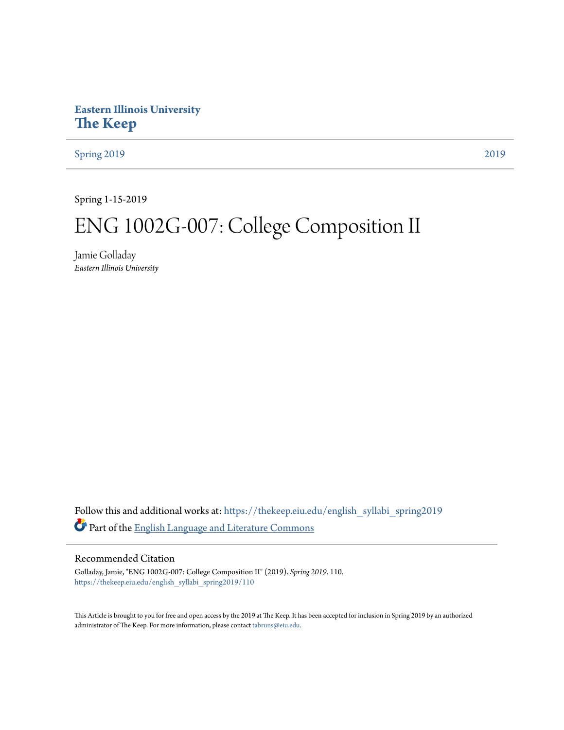Eastern Illinois University
**The Keep**

Spring 2019 | 2019

Spring 1-15-2019

# ENG 1002G-007: College Composition II

Jamie Golladay
*Eastern Illinois University*

Follow this and additional works at: https://thekeep.eiu.edu/english_syllabi_spring2019

Part of the English Language and Literature Commons

## Recommended Citation

Golladay, Jamie, "ENG 1002G-007: College Composition II" (2019). *Spring 2019*. 110.
https://thekeep.eiu.edu/english_syllabi_spring2019/110

This Article is brought to you for free and open access by the 2019 at The Keep. It has been accepted for inclusion in Spring 2019 by an authorized administrator of The Keep. For more information, please contact tabruns@eiu.edu.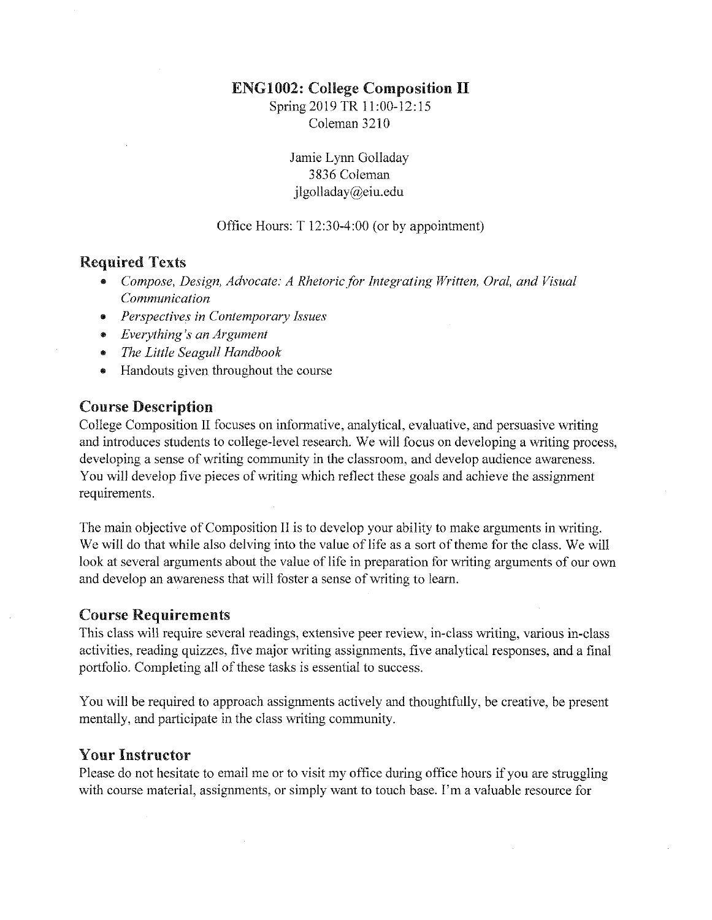# ENG1002: College Composition II

Spring 2019 TR 11:00-12:15
Coleman 3210

Jamie Lynn Golladay
3836 Coleman
jlgolladay@eiu.edu

Office Hours: T 12:30-4:00 (or by appointment)

## Required Texts

- *Compose, Design, Advocate: A Rhetoric for Integrating Written, Oral, and Visual Communication*
- *Perspectives in Contemporary Issues*
- *Everything's an Argument*
- *The Little Seagull Handbook*
- Handouts given throughout the course

## Course Description

College Composition II focuses on informative, analytical, evaluative, and persuasive writing and introduces students to college-level research. We will focus on developing a writing process, developing a sense of writing community in the classroom, and develop audience awareness. You will develop five pieces of writing which reflect these goals and achieve the assignment requirements.

The main objective of Composition II is to develop your ability to make arguments in writing. We will do that while also delving into the value of life as a sort of theme for the class. We will look at several arguments about the value of life in preparation for writing arguments of our own and develop an awareness that will foster a sense of writing to learn.

## Course Requirements

This class will require several readings, extensive peer review, in-class writing, various in-class activities, reading quizzes, five major writing assignments, five analytical responses, and a final portfolio. Completing all of these tasks is essential to success.

You will be required to approach assignments actively and thoughtfully, be creative, be present mentally, and participate in the class writing community.

## Your Instructor

Please do not hesitate to email me or to visit my office during office hours if you are struggling with course material, assignments, or simply want to touch base. I'm a valuable resource for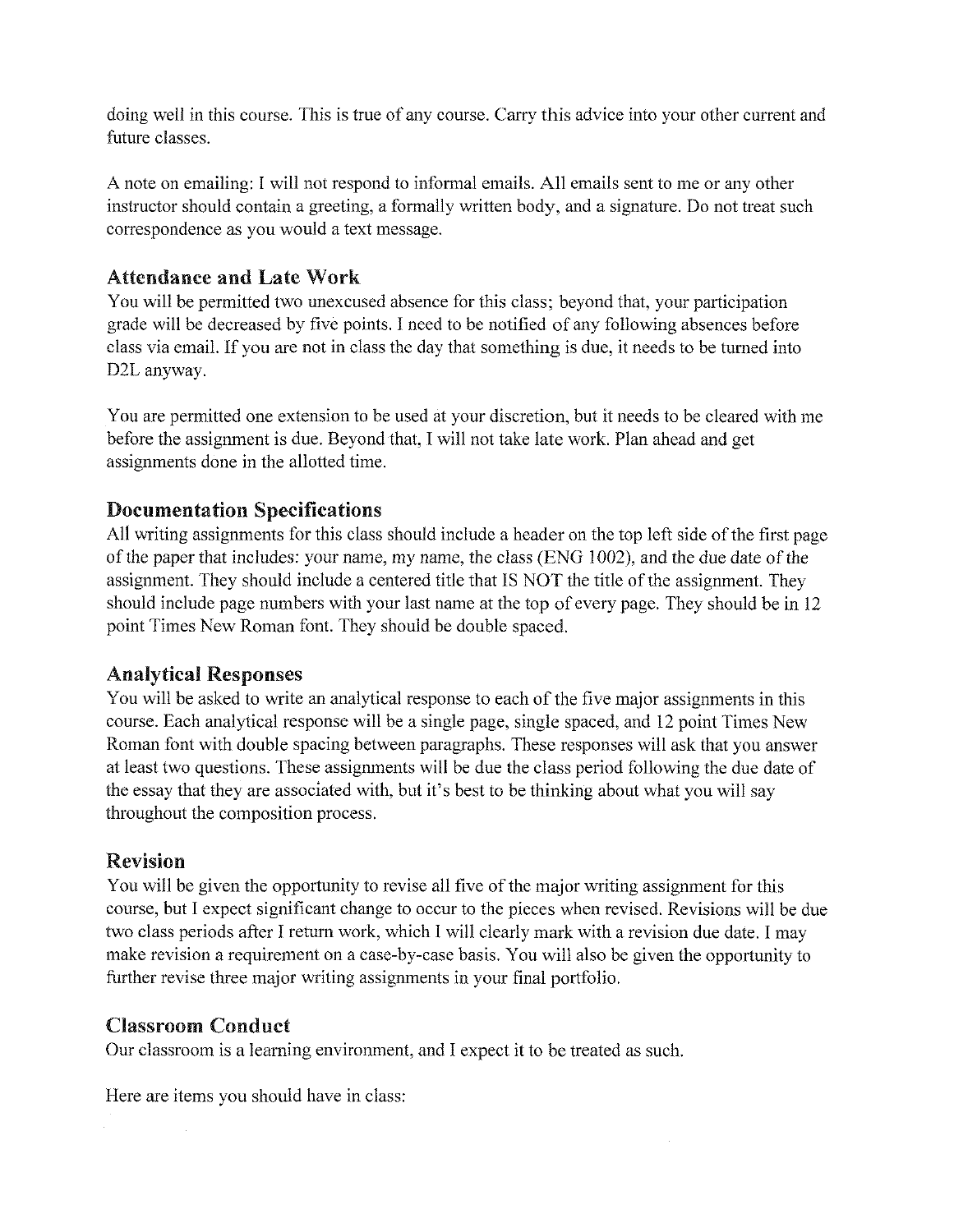doing well in this course. This is true of any course. Carry this advice into your other current and future classes.

A note on emailing: I will not respond to informal emails. All emails sent to me or any other instructor should contain a greeting, a formally written body, and a signature. Do not treat such correspondence as you would a text message.

## Attendance and Late Work

You will be permitted two unexcused absence for this class; beyond that, your participation grade will be decreased by five points. I need to be notified of any following absences before class via email. If you are not in class the day that something is due, it needs to be turned into D2L anyway.

You are permitted one extension to be used at your discretion, but it needs to be cleared with me before the assignment is due. Beyond that, I will not take late work. Plan ahead and get assignments done in the allotted time.

## Documentation Specifications

All writing assignments for this class should include a header on the top left side of the first page of the paper that includes: your name, my name, the class (ENG 1002), and the due date of the assignment. They should include a centered title that IS NOT the title of the assignment. They should include page numbers with your last name at the top of every page. They should be in 12 point Times New Roman font. They should be double spaced.

## Analytical Responses

You will be asked to write an analytical response to each of the five major assignments in this course. Each analytical response will be a single page, single spaced, and 12 point Times New Roman font with double spacing between paragraphs. These responses will ask that you answer at least two questions. These assignments will be due the class period following the due date of the essay that they are associated with, but it's best to be thinking about what you will say throughout the composition process.

## Revision

You will be given the opportunity to revise all five of the major writing assignment for this course, but I expect significant change to occur to the pieces when revised. Revisions will be due two class periods after I return work, which I will clearly mark with a revision due date. I may make revision a requirement on a case-by-case basis. You will also be given the opportunity to further revise three major writing assignments in your final portfolio.

## Classroom Conduct

Our classroom is a learning environment, and I expect it to be treated as such.

Here are items you should have in class: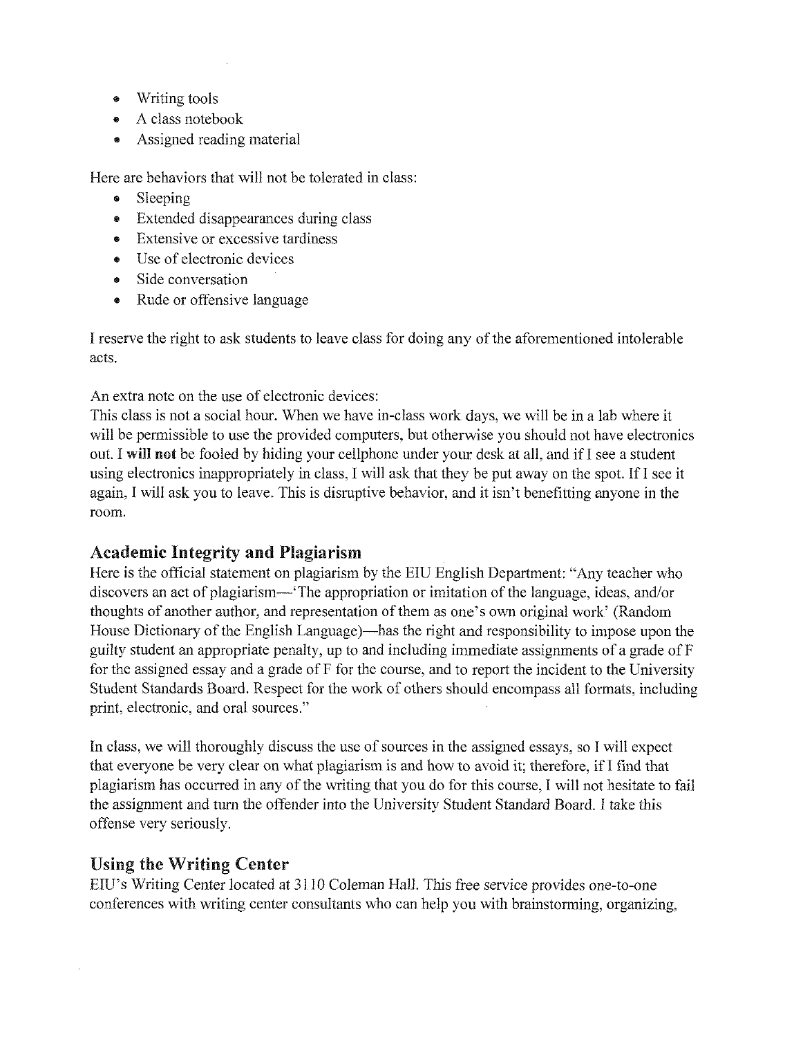- Writing tools
- A class notebook
- Assigned reading material

Here are behaviors that will not be tolerated in class:

- Sleeping
- Extended disappearances during class
- Extensive or excessive tardiness
- Use of electronic devices
- Side conversation
- Rude or offensive language

I reserve the right to ask students to leave class for doing any of the aforementioned intolerable acts.

An extra note on the use of electronic devices:
This class is not a social hour. When we have in-class work days, we will be in a lab where it will be permissible to use the provided computers, but otherwise you should not have electronics out. I **will not** be fooled by hiding your cellphone under your desk at all, and if I see a student using electronics inappropriately in class, I will ask that they be put away on the spot. If I see it again, I will ask you to leave. This is disruptive behavior, and it isn't benefitting anyone in the room.

## Academic Integrity and Plagiarism

Here is the official statement on plagiarism by the EIU English Department: "Any teacher who discovers an act of plagiarism—'The appropriation or imitation of the language, ideas, and/or thoughts of another author, and representation of them as one's own original work' (Random House Dictionary of the English Language)—has the right and responsibility to impose upon the guilty student an appropriate penalty, up to and including immediate assignments of a grade of F for the assigned essay and a grade of F for the course, and to report the incident to the University Student Standards Board. Respect for the work of others should encompass all formats, including print, electronic, and oral sources."

In class, we will thoroughly discuss the use of sources in the assigned essays, so I will expect that everyone be very clear on what plagiarism is and how to avoid it; therefore, if I find that plagiarism has occurred in any of the writing that you do for this course, I will not hesitate to fail the assignment and turn the offender into the University Student Standard Board. I take this offense very seriously.

## Using the Writing Center

EIU's Writing Center located at 3110 Coleman Hall. This free service provides one-to-one conferences with writing center consultants who can help you with brainstorming, organizing,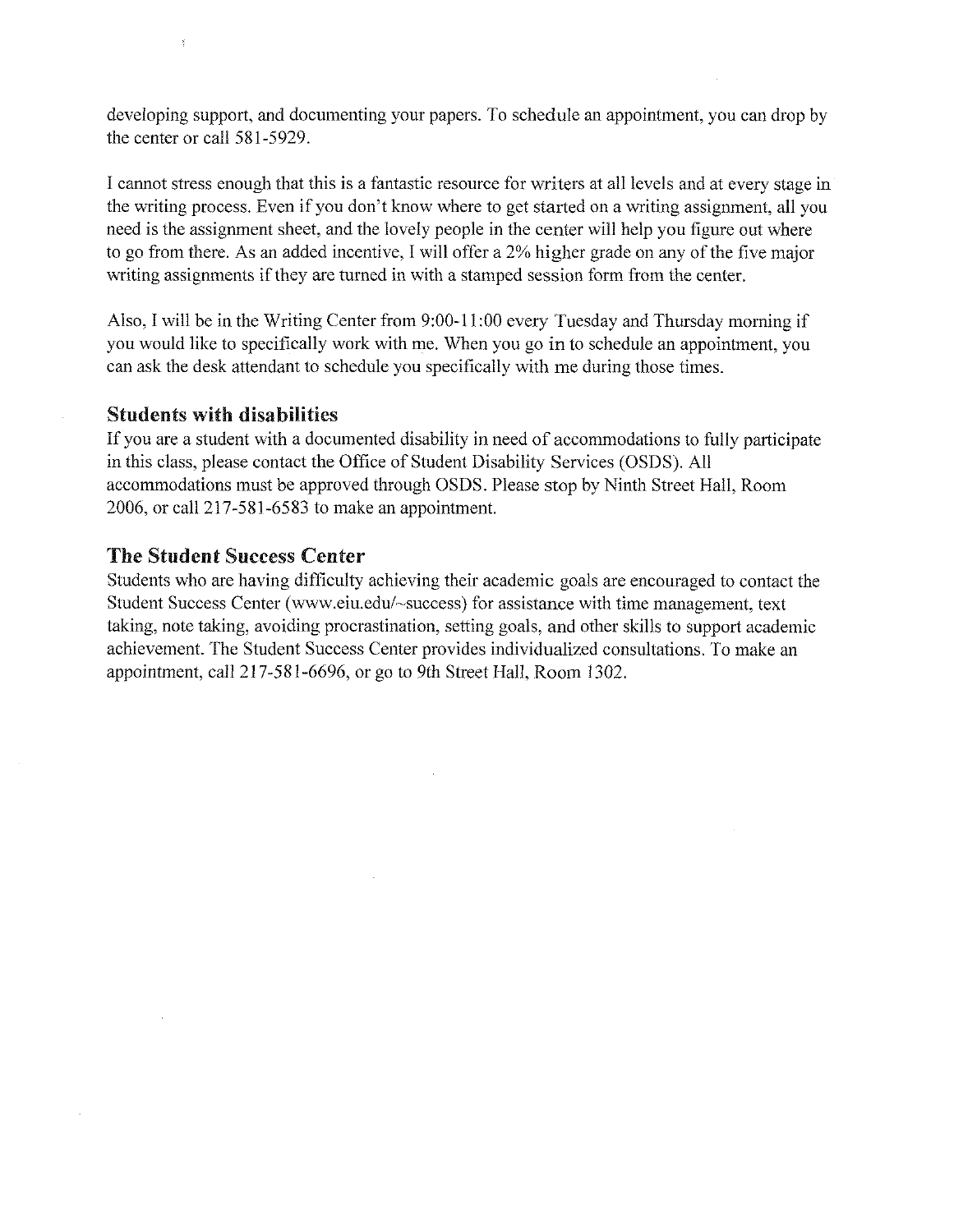developing support, and documenting your papers. To schedule an appointment, you can drop by the center or call 581-5929.

I cannot stress enough that this is a fantastic resource for writers at all levels and at every stage in the writing process. Even if you don't know where to get started on a writing assignment, all you need is the assignment sheet, and the lovely people in the center will help you figure out where to go from there. As an added incentive, I will offer a 2% higher grade on any of the five major writing assignments if they are turned in with a stamped session form from the center.

Also, I will be in the Writing Center from 9:00-11:00 every Tuesday and Thursday morning if you would like to specifically work with me. When you go in to schedule an appointment, you can ask the desk attendant to schedule you specifically with me during those times.

### Students with disabilities

If you are a student with a documented disability in need of accommodations to fully participate in this class, please contact the Office of Student Disability Services (OSDS). All accommodations must be approved through OSDS. Please stop by Ninth Street Hall, Room 2006, or call 217-581-6583 to make an appointment.

### The Student Success Center

Students who are having difficulty achieving their academic goals are encouraged to contact the Student Success Center (www.eiu.edu/~success) for assistance with time management, text taking, note taking, avoiding procrastination, setting goals, and other skills to support academic achievement. The Student Success Center provides individualized consultations. To make an appointment, call 217-581-6696, or go to 9th Street Hall, Room 1302.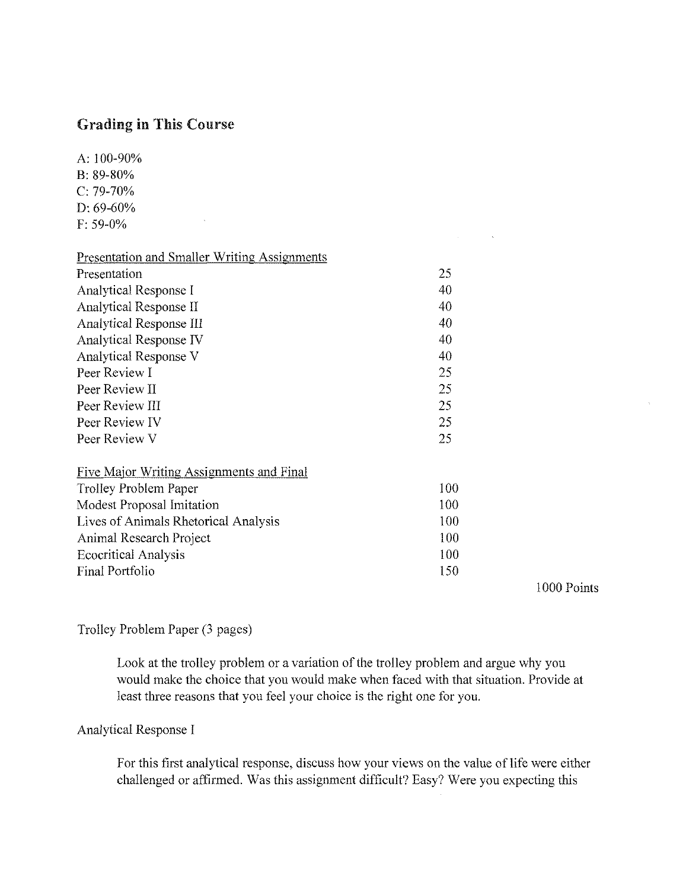## Grading in This Course

A: 100-90%
B: 89-80%
C: 79-70%
D: 69-60%
F: 59-0%

| Presentation and Smaller Writing Assignments | |
|---|---|
| Presentation | 25 |
| Analytical Response I | 40 |
| Analytical Response II | 40 |
| Analytical Response III | 40 |
| Analytical Response IV | 40 |
| Analytical Response V | 40 |
| Peer Review I | 25 |
| Peer Review II | 25 |
| Peer Review III | 25 |
| Peer Review IV | 25 |
| Peer Review V | 25 |
| **Five Major Writing Assignments and Final** | |
| Trolley Problem Paper | 100 |
| Modest Proposal Imitation | 100 |
| Lives of Animals Rhetorical Analysis | 100 |
| Animal Research Project | 100 |
| Ecocritical Analysis | 100 |
| Final Portfolio | 150 |

1000 Points

Trolley Problem Paper (3 pages)

> Look at the trolley problem or a variation of the trolley problem and argue why you would make the choice that you would make when faced with that situation. Provide at least three reasons that you feel your choice is the right one for you.

Analytical Response I

> For this first analytical response, discuss how your views on the value of life were either challenged or affirmed. Was this assignment difficult? Easy? Were you expecting this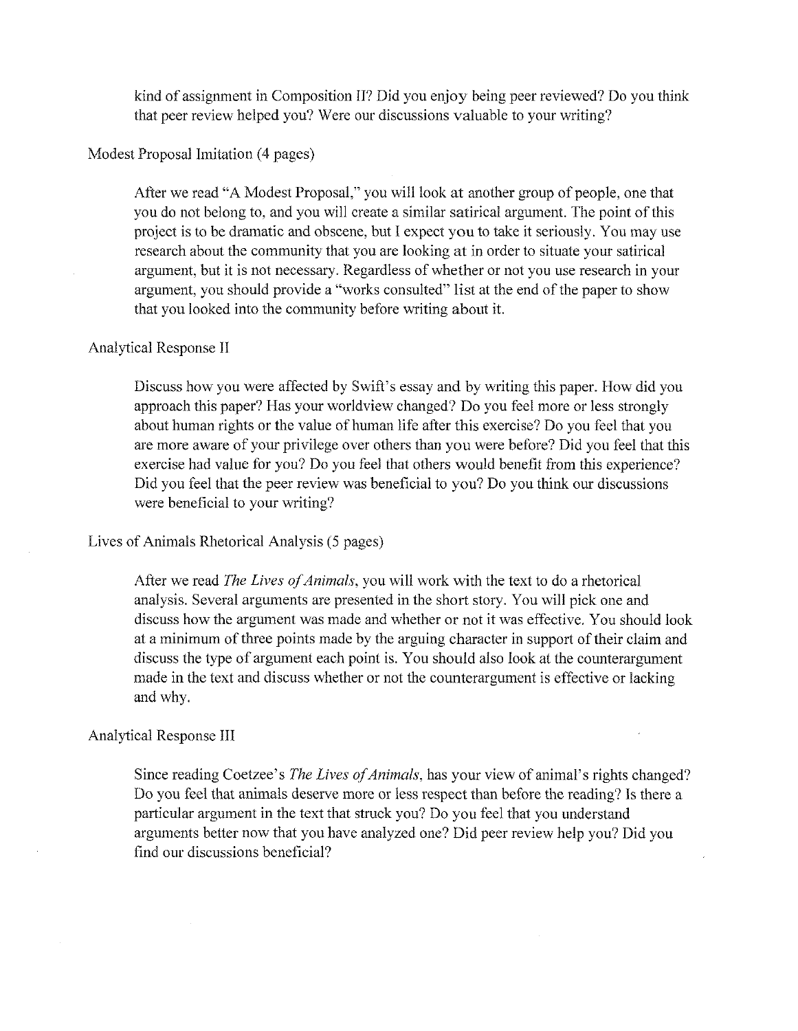kind of assignment in Composition II? Did you enjoy being peer reviewed? Do you think that peer review helped you? Were our discussions valuable to your writing?

Modest Proposal Imitation (4 pages)

After we read "A Modest Proposal," you will look at another group of people, one that you do not belong to, and you will create a similar satirical argument. The point of this project is to be dramatic and obscene, but I expect you to take it seriously. You may use research about the community that you are looking at in order to situate your satirical argument, but it is not necessary. Regardless of whether or not you use research in your argument, you should provide a "works consulted" list at the end of the paper to show that you looked into the community before writing about it.

Analytical Response II

Discuss how you were affected by Swift's essay and by writing this paper. How did you approach this paper? Has your worldview changed? Do you feel more or less strongly about human rights or the value of human life after this exercise? Do you feel that you are more aware of your privilege over others than you were before? Did you feel that this exercise had value for you? Do you feel that others would benefit from this experience? Did you feel that the peer review was beneficial to you? Do you think our discussions were beneficial to your writing?

Lives of Animals Rhetorical Analysis (5 pages)

After we read *The Lives of Animals*, you will work with the text to do a rhetorical analysis. Several arguments are presented in the short story. You will pick one and discuss how the argument was made and whether or not it was effective. You should look at a minimum of three points made by the arguing character in support of their claim and discuss the type of argument each point is. You should also look at the counterargument made in the text and discuss whether or not the counterargument is effective or lacking and why.

Analytical Response III

Since reading Coetzee's *The Lives of Animals*, has your view of animal's rights changed? Do you feel that animals deserve more or less respect than before the reading? Is there a particular argument in the text that struck you? Do you feel that you understand arguments better now that you have analyzed one? Did peer review help you? Did you find our discussions beneficial?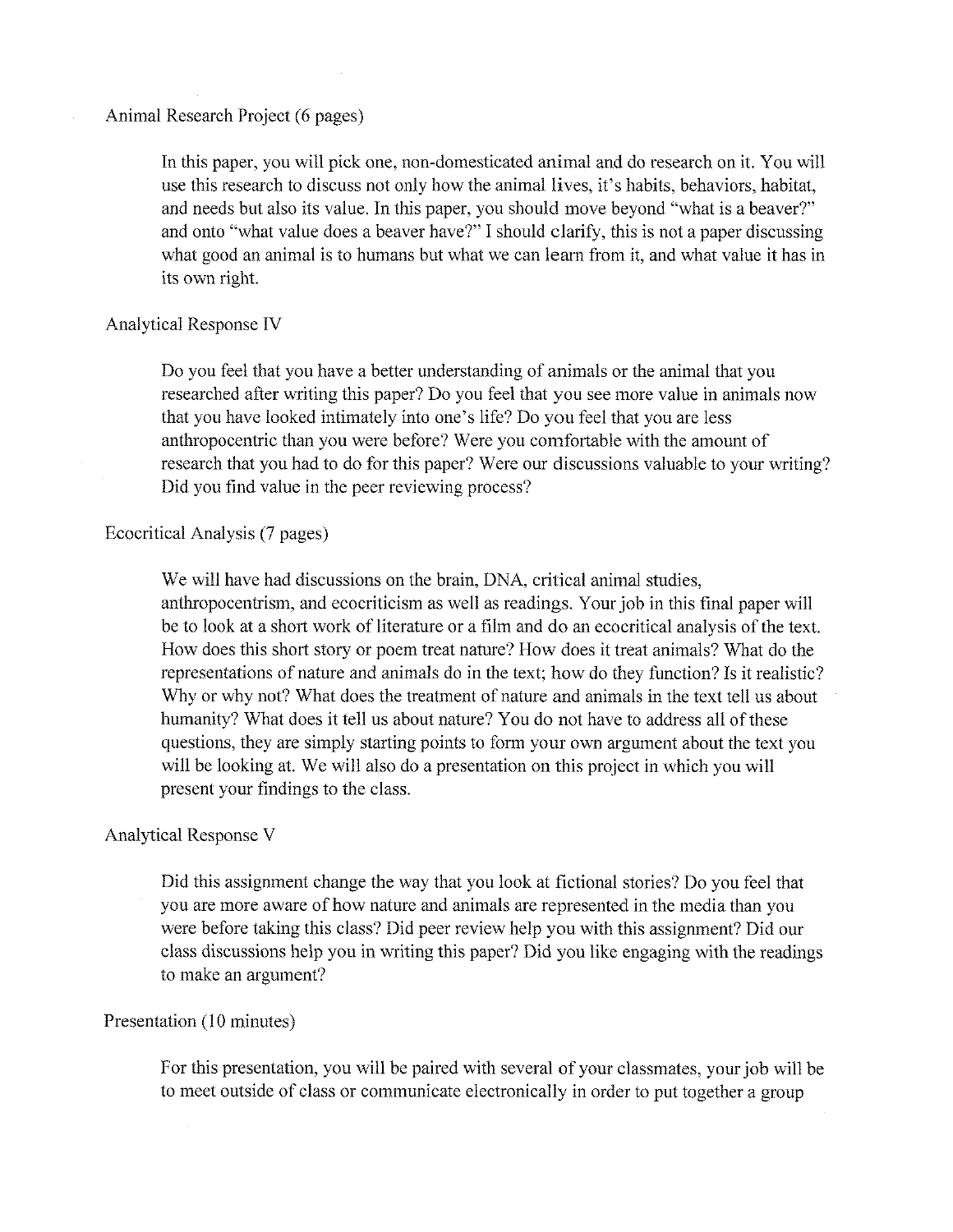Animal Research Project (6 pages)

In this paper, you will pick one, non-domesticated animal and do research on it. You will use this research to discuss not only how the animal lives, it's habits, behaviors, habitat, and needs but also its value. In this paper, you should move beyond "what is a beaver?" and onto "what value does a beaver have?" I should clarify, this is not a paper discussing what good an animal is to humans but what we can learn from it, and what value it has in its own right.

Analytical Response IV

Do you feel that you have a better understanding of animals or the animal that you researched after writing this paper? Do you feel that you see more value in animals now that you have looked intimately into one's life? Do you feel that you are less anthropocentric than you were before? Were you comfortable with the amount of research that you had to do for this paper? Were our discussions valuable to your writing? Did you find value in the peer reviewing process?

Ecocritical Analysis (7 pages)

We will have had discussions on the brain, DNA, critical animal studies, anthropocentrism, and ecocriticism as well as readings. Your job in this final paper will be to look at a short work of literature or a film and do an ecocritical analysis of the text. How does this short story or poem treat nature? How does it treat animals? What do the representations of nature and animals do in the text; how do they function? Is it realistic? Why or why not? What does the treatment of nature and animals in the text tell us about humanity? What does it tell us about nature? You do not have to address all of these questions, they are simply starting points to form your own argument about the text you will be looking at. We will also do a presentation on this project in which you will present your findings to the class.

Analytical Response V

Did this assignment change the way that you look at fictional stories? Do you feel that you are more aware of how nature and animals are represented in the media than you were before taking this class? Did peer review help you with this assignment? Did our class discussions help you in writing this paper? Did you like engaging with the readings to make an argument?

Presentation (10 minutes)

For this presentation, you will be paired with several of your classmates, your job will be to meet outside of class or communicate electronically in order to put together a group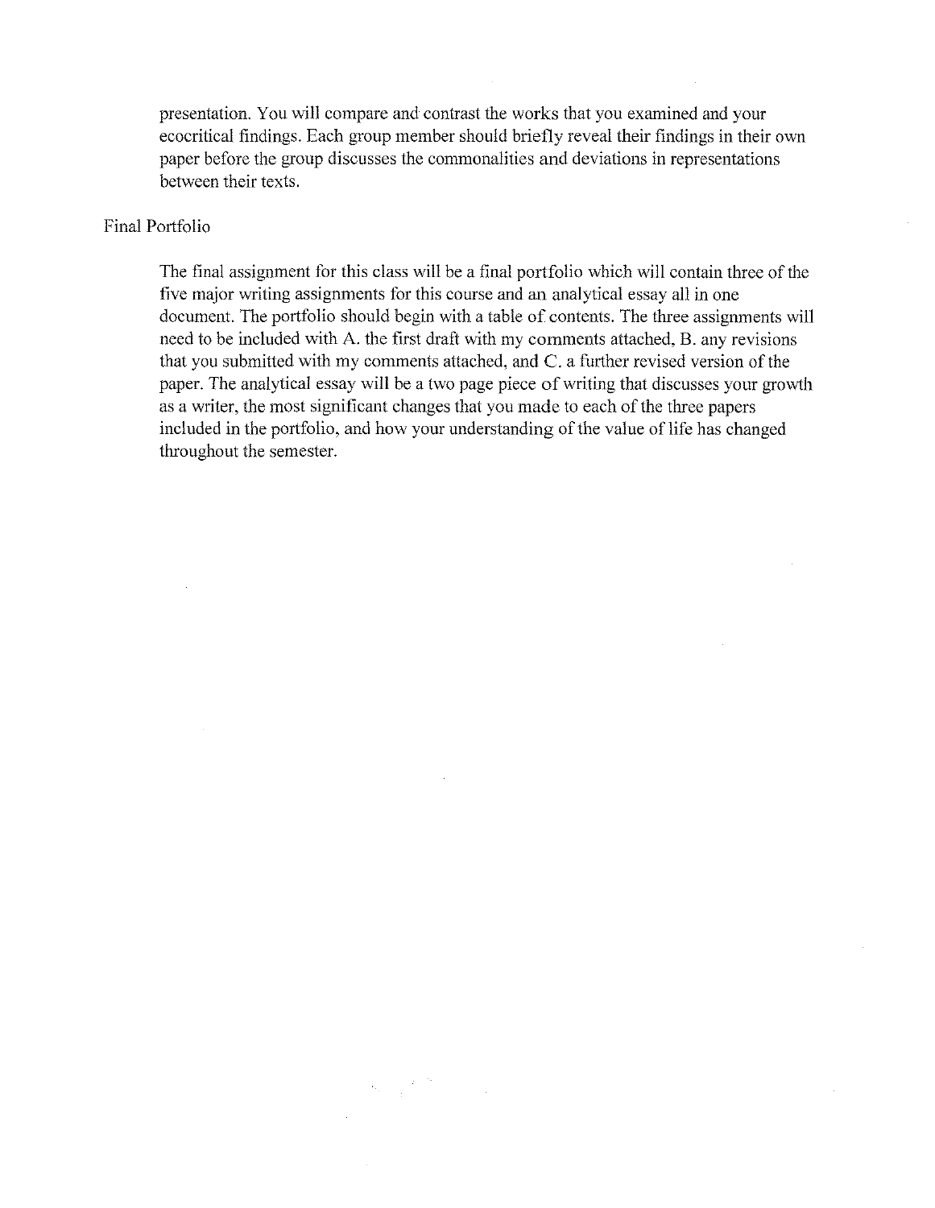presentation. You will compare and contrast the works that you examined and your ecocritical findings. Each group member should briefly reveal their findings in their own paper before the group discusses the commonalities and deviations in representations between their texts.

## Final Portfolio

The final assignment for this class will be a final portfolio which will contain three of the five major writing assignments for this course and an analytical essay all in one document. The portfolio should begin with a table of contents. The three assignments will need to be included with A. the first draft with my comments attached, B. any revisions that you submitted with my comments attached, and C. a further revised version of the paper. The analytical essay will be a two page piece of writing that discusses your growth as a writer, the most significant changes that you made to each of the three papers included in the portfolio, and how your understanding of the value of life has changed throughout the semester.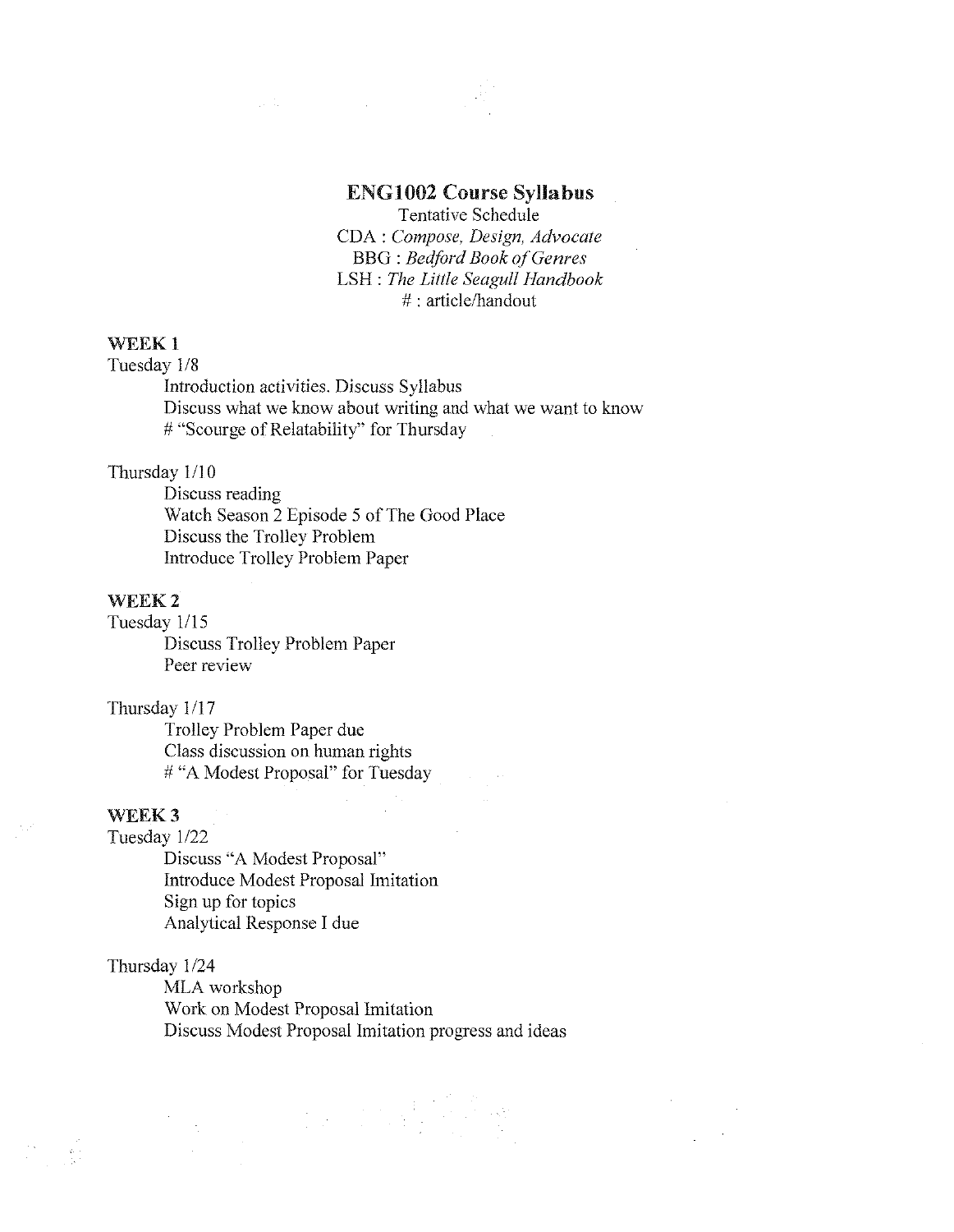## ENG1002 Course Syllabus

Tentative Schedule

CDA : *Compose, Design, Advocate*

BBG : *Bedford Book of Genres*

LSH : *The Little Seagull Handbook*

# : article/handout

### WEEK 1

Tuesday 1/8

- Introduction activities. Discuss Syllabus
- Discuss what we know about writing and what we want to know
- # "Scourge of Relatability" for Thursday

Thursday 1/10

- Discuss reading
- Watch Season 2 Episode 5 of The Good Place
- Discuss the Trolley Problem
- Introduce Trolley Problem Paper

### WEEK 2

Tuesday 1/15

- Discuss Trolley Problem Paper
- Peer review

Thursday 1/17

- Trolley Problem Paper due
- Class discussion on human rights
- # "A Modest Proposal" for Tuesday

### WEEK 3

Tuesday 1/22

- Discuss "A Modest Proposal"
- Introduce Modest Proposal Imitation
- Sign up for topics
- Analytical Response I due

Thursday 1/24

- MLA workshop
- Work on Modest Proposal Imitation
- Discuss Modest Proposal Imitation progress and ideas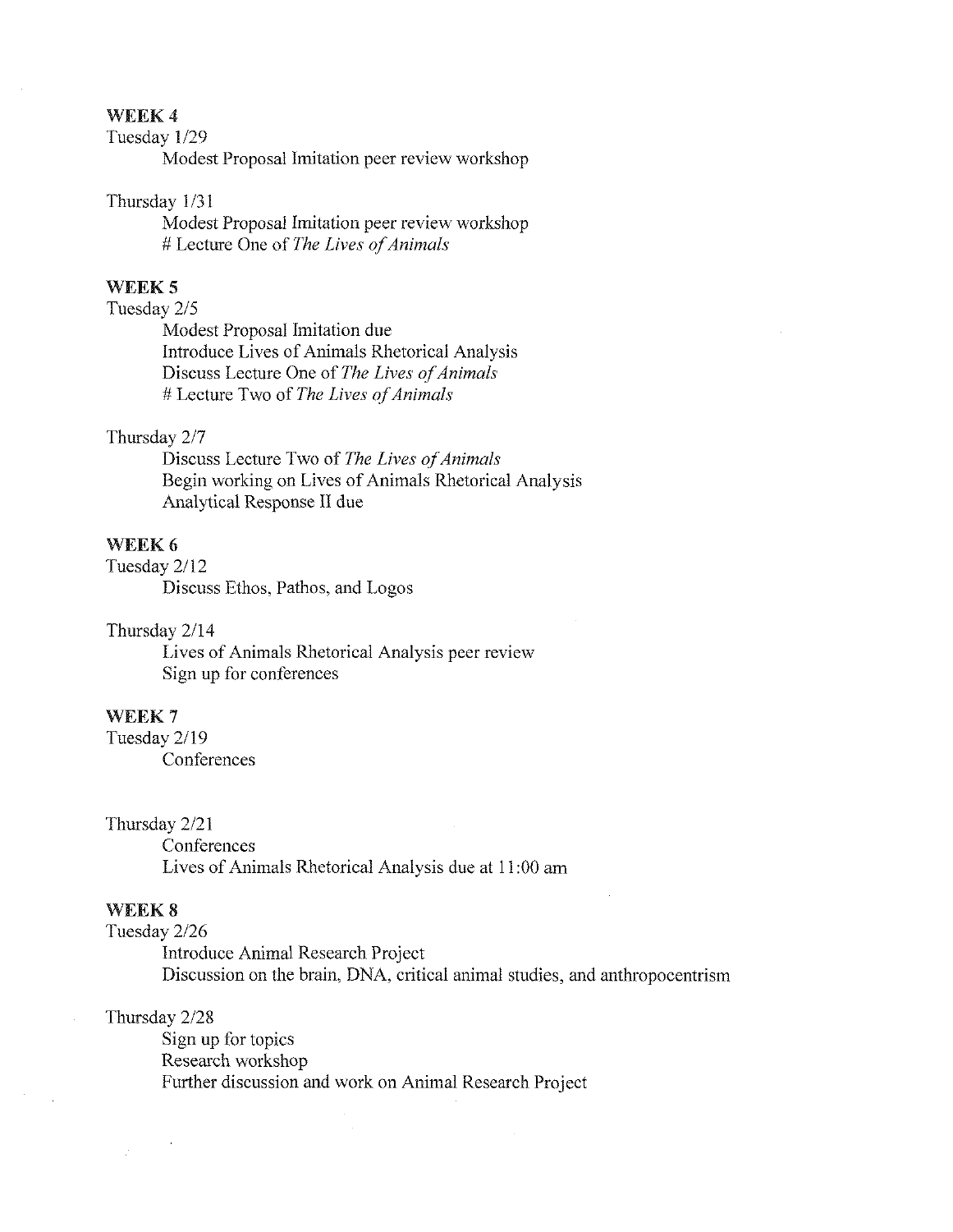**WEEK 4**

Tuesday 1/29

Modest Proposal Imitation peer review workshop

Thursday 1/31

Modest Proposal Imitation peer review workshop
# Lecture One of *The Lives of Animals*

**WEEK 5**

Tuesday 2/5

Modest Proposal Imitation due
Introduce Lives of Animals Rhetorical Analysis
Discuss Lecture One of *The Lives of Animals*
# Lecture Two of *The Lives of Animals*

Thursday 2/7

Discuss Lecture Two of *The Lives of Animals*
Begin working on Lives of Animals Rhetorical Analysis
Analytical Response II due

**WEEK 6**

Tuesday 2/12

Discuss Ethos, Pathos, and Logos

Thursday 2/14

Lives of Animals Rhetorical Analysis peer review
Sign up for conferences

**WEEK 7**

Tuesday 2/19

Conferences

Thursday 2/21

Conferences
Lives of Animals Rhetorical Analysis due at 11:00 am

**WEEK 8**

Tuesday 2/26

Introduce Animal Research Project
Discussion on the brain, DNA, critical animal studies, and anthropocentrism

Thursday 2/28

Sign up for topics
Research workshop
Further discussion and work on Animal Research Project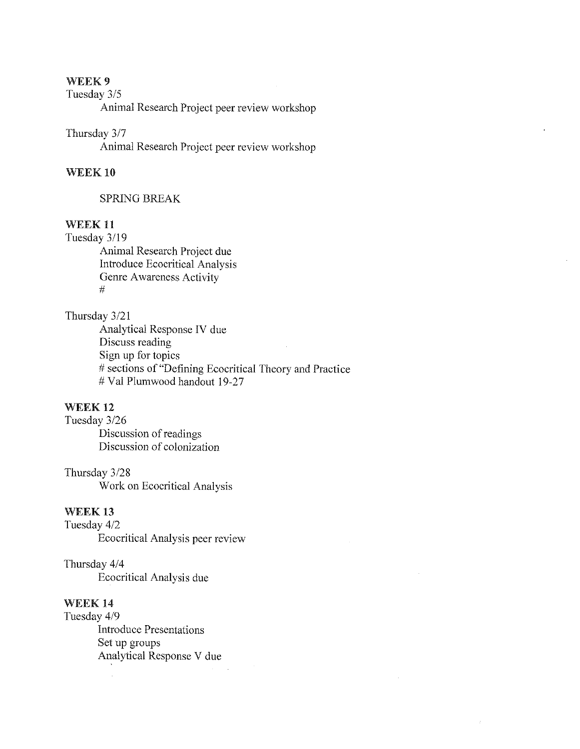**WEEK 9**

Tuesday 3/5

Animal Research Project peer review workshop

Thursday 3/7

Animal Research Project peer review workshop

**WEEK 10**

SPRING BREAK

**WEEK 11**

Tuesday 3/19

Animal Research Project due
Introduce Ecocritical Analysis
Genre Awareness Activity
#

Thursday 3/21

Analytical Response IV due
Discuss reading
Sign up for topics
# sections of "Defining Ecocritical Theory and Practice
# Val Plumwood handout 19-27

**WEEK 12**

Tuesday 3/26

Discussion of readings
Discussion of colonization

Thursday 3/28

Work on Ecocritical Analysis

**WEEK 13**

Tuesday 4/2

Ecocritical Analysis peer review

Thursday 4/4

Ecocritical Analysis due

**WEEK 14**

Tuesday 4/9

Introduce Presentations
Set up groups
Analytical Response V due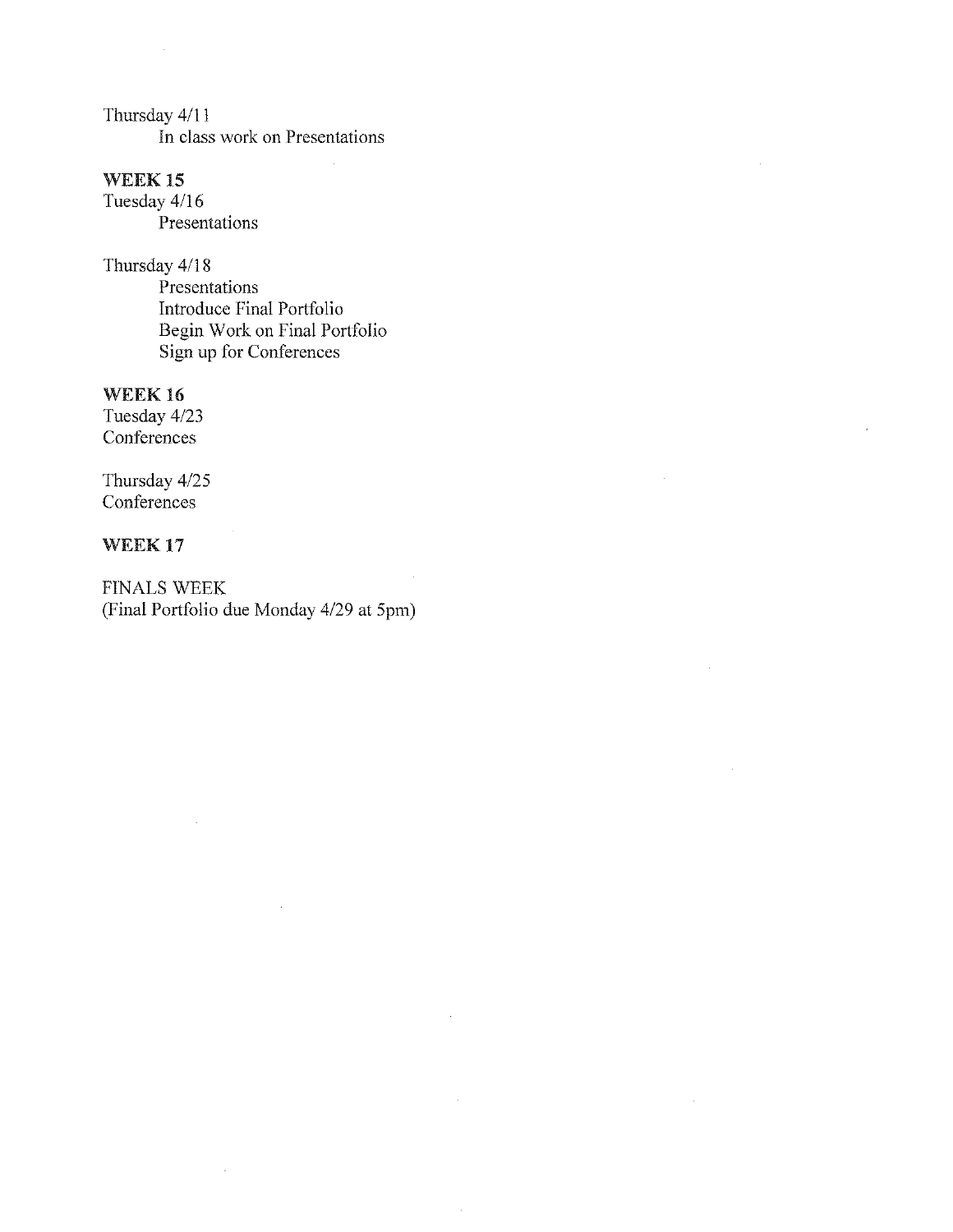Thursday 4/11

In class work on Presentations

**WEEK 15**

Tuesday 4/16

Presentations

Thursday 4/18

Presentations
Introduce Final Portfolio
Begin Work on Final Portfolio
Sign up for Conferences

**WEEK 16**

Tuesday 4/23
Conferences

Thursday 4/25
Conferences

**WEEK 17**

FINALS WEEK
(Final Portfolio due Monday 4/29 at 5pm)